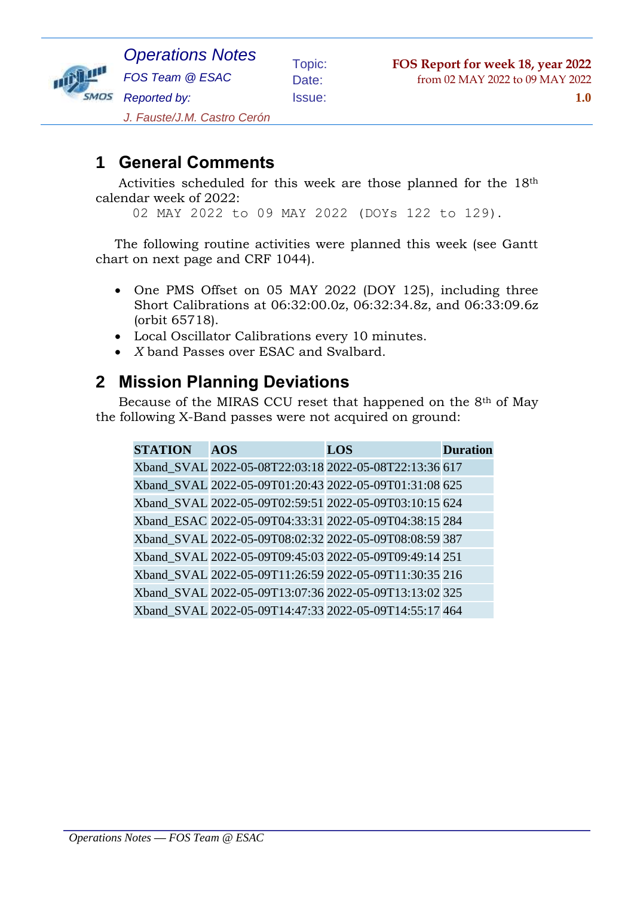*Operations Notes*
*FOS Team @ ESAC*
*Reported by:*
*J. Fauste/J.M. Castro Cerón*

Topic: **FOS Report for week 18, year 2022**
Date: from 02 MAY 2022 to 09 MAY 2022
Issue: **1.0**

# 1 General Comments

Activities scheduled for this week are those planned for the 18th calendar week of 2022:

```
02 MAY 2022 to 09 MAY 2022 (DOYs 122 to 129).
```

The following routine activities were planned this week (see Gantt chart on next page and CRF 1044).

- One PMS Offset on 05 MAY 2022 (DOY 125), including three Short Calibrations at 06:32:00.0z, 06:32:34.8z, and 06:33:09.6z (orbit 65718).
- Local Oscillator Calibrations every 10 minutes.
- *X* band Passes over ESAC and Svalbard.

# 2 Mission Planning Deviations

Because of the MIRAS CCU reset that happened on the 8th of May the following X-Band passes were not acquired on ground:

| STATION | AOS | LOS | Duration |
|---|---|---|---|
| Xband_SVAL | 2022-05-08T22:03:18 | 2022-05-08T22:13:36 | 617 |
| Xband_SVAL | 2022-05-09T01:20:43 | 2022-05-09T01:31:08 | 625 |
| Xband_SVAL | 2022-05-09T02:59:51 | 2022-05-09T03:10:15 | 624 |
| Xband_ESAC | 2022-05-09T04:33:31 | 2022-05-09T04:38:15 | 284 |
| Xband_SVAL | 2022-05-09T08:02:32 | 2022-05-09T08:08:59 | 387 |
| Xband_SVAL | 2022-05-09T09:45:03 | 2022-05-09T09:49:14 | 251 |
| Xband_SVAL | 2022-05-09T11:26:59 | 2022-05-09T11:30:35 | 216 |
| Xband_SVAL | 2022-05-09T13:07:36 | 2022-05-09T13:13:02 | 325 |
| Xband_SVAL | 2022-05-09T14:47:33 | 2022-05-09T14:55:17 | 464 |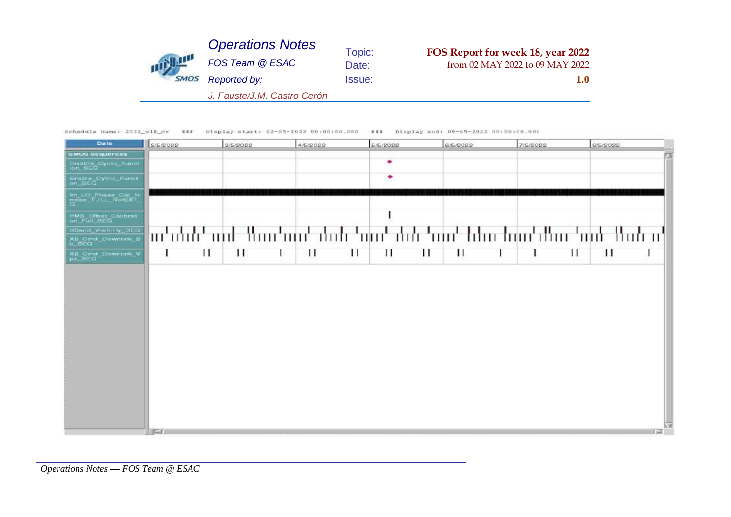Schedule Name: 2022_w18_cr ### Display start: 02-05-2022 00:00:00.000 ### Display end: 09-05-2022 00:00:00.000

Date

2/5/2022
3/5/2022
4/5/2022
5/5/2022
6/5/2022
7/5/2022
8/5/2022

SMOS Sequences

Disable_Cyclic_Function_SEQ

Enable_Cyclic_Function_SEQ

Int_LO_Phase_Cal_Noise_FULL_NotEXT_Q

PMS_Offset_Calibration_Full_SEQ

SBand_Visibility_SEQ

XB_Cmd_Downlink_Sb_SEQ

XB_Cmd_Downlink_Vps_SEQ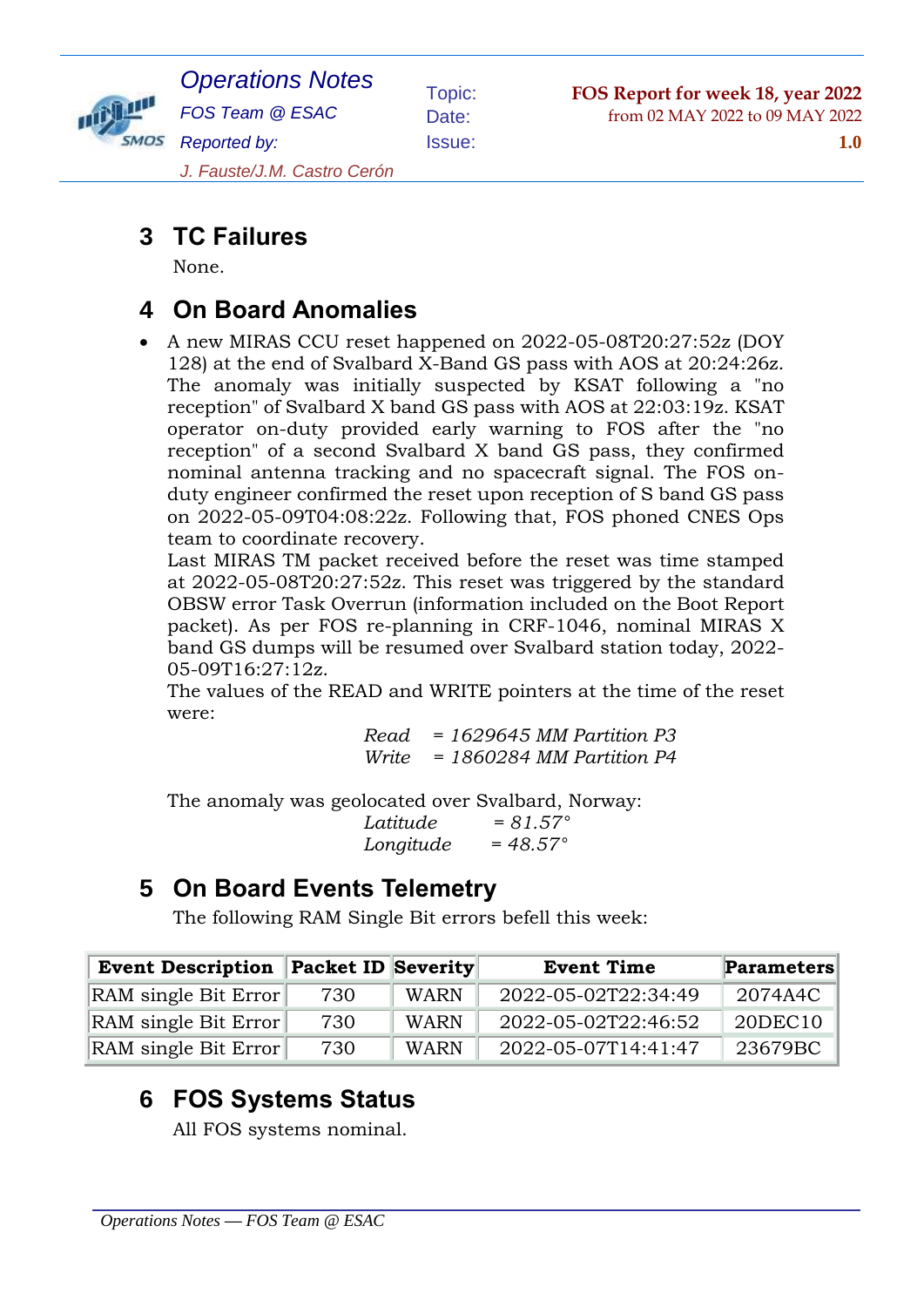## 3 TC Failures

None.

## 4 On Board Anomalies

- A new MIRAS CCU reset happened on 2022-05-08T20:27:52z (DOY 128) at the end of Svalbard X-Band GS pass with AOS at 20:24:26z. The anomaly was initially suspected by KSAT following a "no reception" of Svalbard X band GS pass with AOS at 22:03:19z. KSAT operator on-duty provided early warning to FOS after the "no reception" of a second Svalbard X band GS pass, they confirmed nominal antenna tracking and no spacecraft signal. The FOS on-duty engineer confirmed the reset upon reception of S band GS pass on 2022-05-09T04:08:22z. Following that, FOS phoned CNES Ops team to coordinate recovery.
  Last MIRAS TM packet received before the reset was time stamped at 2022-05-08T20:27:52z. This reset was triggered by the standard OBSW error Task Overrun (information included on the Boot Report packet). As per FOS re-planning in CRF-1046, nominal MIRAS X band GS dumps will be resumed over Svalbard station today, 2022-05-09T16:27:12z.
  The values of the READ and WRITE pointers at the time of the reset were:

  *Read = 1629645 MM Partition P3*
  *Write = 1860284 MM Partition P4*

  The anomaly was geolocated over Svalbard, Norway:

  *Latitude = 81.57°*
  *Longitude = 48.57°*

## 5 On Board Events Telemetry

The following RAM Single Bit errors befell this week:

| Event Description | Packet ID | Severity | Event Time | Parameters |
|---|---|---|---|---|
| RAM single Bit Error | 730 | WARN | 2022-05-02T22:34:49 | 2074A4C |
| RAM single Bit Error | 730 | WARN | 2022-05-02T22:46:52 | 20DEC10 |
| RAM single Bit Error | 730 | WARN | 2022-05-07T14:41:47 | 23679BC |

## 6 FOS Systems Status

All FOS systems nominal.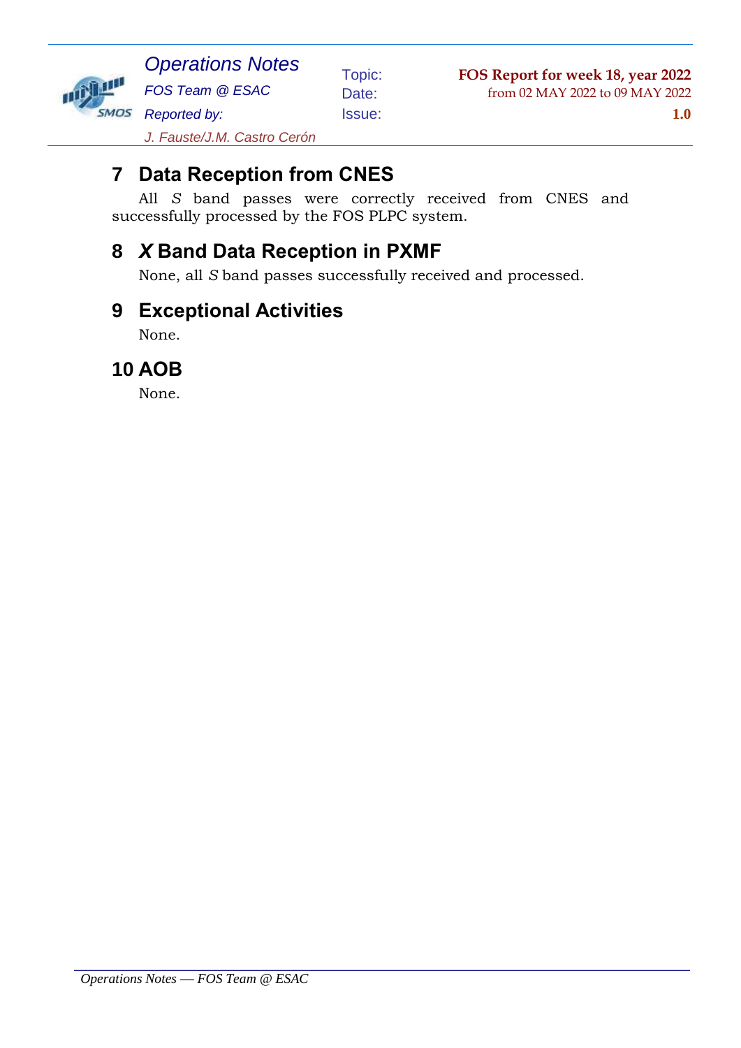## 7 Data Reception from CNES

All *S* band passes were correctly received from CNES and successfully processed by the FOS PLPC system.

## 8 *X* Band Data Reception in PXMF

None, all *S* band passes successfully received and processed.

## 9 Exceptional Activities

None.

## 10 AOB

None.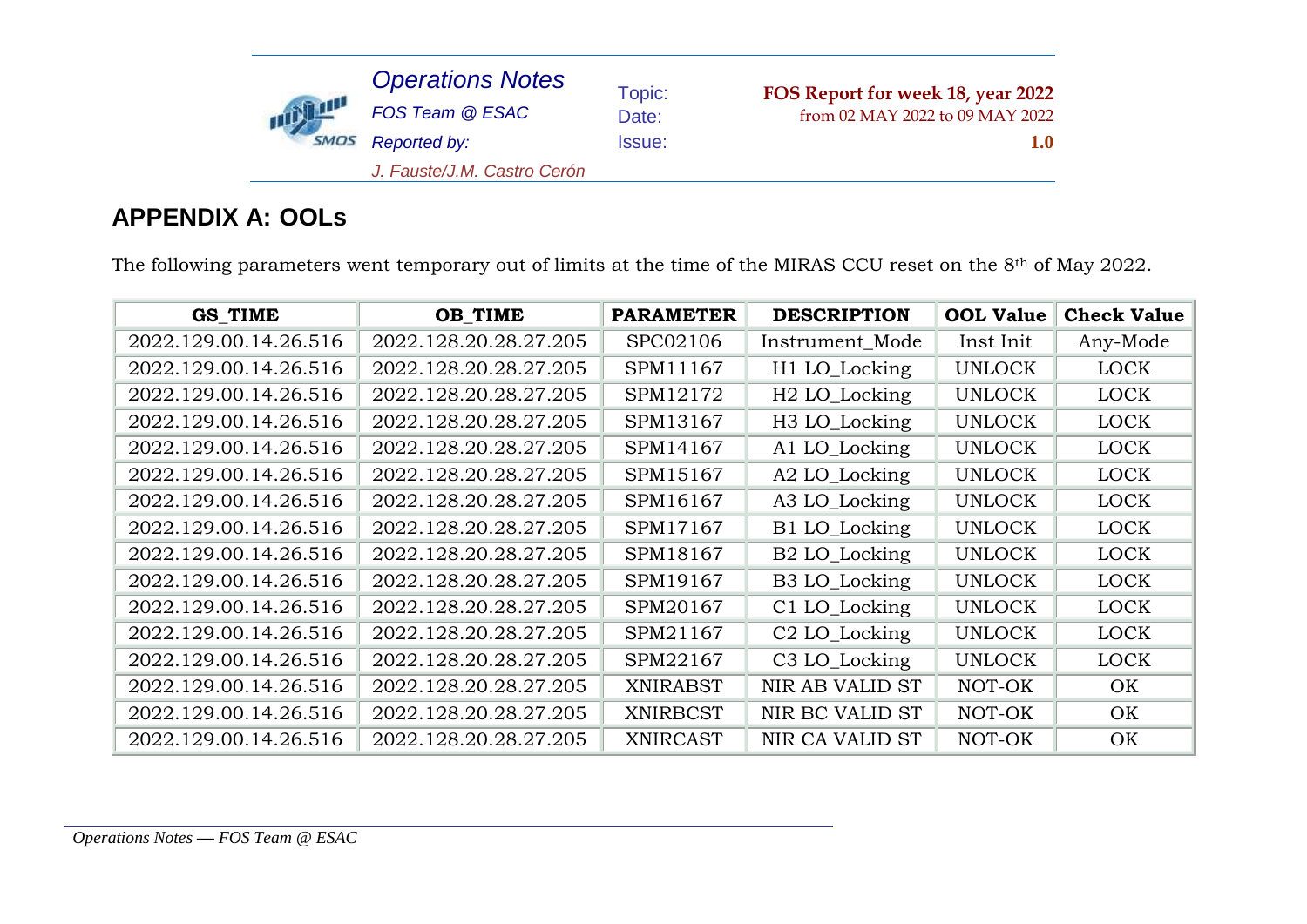## APPENDIX A: OOLs

The following parameters went temporary out of limits at the time of the MIRAS CCU reset on the 8th of May 2022.

| GS_TIME | OB_TIME | PARAMETER | DESCRIPTION | OOL Value | Check Value |
|---|---|---|---|---|---|
| 2022.129.00.14.26.516 | 2022.128.20.28.27.205 | SPC02106 | Instrument_Mode | Inst Init | Any-Mode |
| 2022.129.00.14.26.516 | 2022.128.20.28.27.205 | SPM11167 | H1 LO_Locking | UNLOCK | LOCK |
| 2022.129.00.14.26.516 | 2022.128.20.28.27.205 | SPM12172 | H2 LO_Locking | UNLOCK | LOCK |
| 2022.129.00.14.26.516 | 2022.128.20.28.27.205 | SPM13167 | H3 LO_Locking | UNLOCK | LOCK |
| 2022.129.00.14.26.516 | 2022.128.20.28.27.205 | SPM14167 | A1 LO_Locking | UNLOCK | LOCK |
| 2022.129.00.14.26.516 | 2022.128.20.28.27.205 | SPM15167 | A2 LO_Locking | UNLOCK | LOCK |
| 2022.129.00.14.26.516 | 2022.128.20.28.27.205 | SPM16167 | A3 LO_Locking | UNLOCK | LOCK |
| 2022.129.00.14.26.516 | 2022.128.20.28.27.205 | SPM17167 | B1 LO_Locking | UNLOCK | LOCK |
| 2022.129.00.14.26.516 | 2022.128.20.28.27.205 | SPM18167 | B2 LO_Locking | UNLOCK | LOCK |
| 2022.129.00.14.26.516 | 2022.128.20.28.27.205 | SPM19167 | B3 LO_Locking | UNLOCK | LOCK |
| 2022.129.00.14.26.516 | 2022.128.20.28.27.205 | SPM20167 | C1 LO_Locking | UNLOCK | LOCK |
| 2022.129.00.14.26.516 | 2022.128.20.28.27.205 | SPM21167 | C2 LO_Locking | UNLOCK | LOCK |
| 2022.129.00.14.26.516 | 2022.128.20.28.27.205 | SPM22167 | C3 LO_Locking | UNLOCK | LOCK |
| 2022.129.00.14.26.516 | 2022.128.20.28.27.205 | XNIRABST | NIR AB VALID ST | NOT-OK | OK |
| 2022.129.00.14.26.516 | 2022.128.20.28.27.205 | XNIRBCST | NIR BC VALID ST | NOT-OK | OK |
| 2022.129.00.14.26.516 | 2022.128.20.28.27.205 | XNIRCAST | NIR CA VALID ST | NOT-OK | OK |